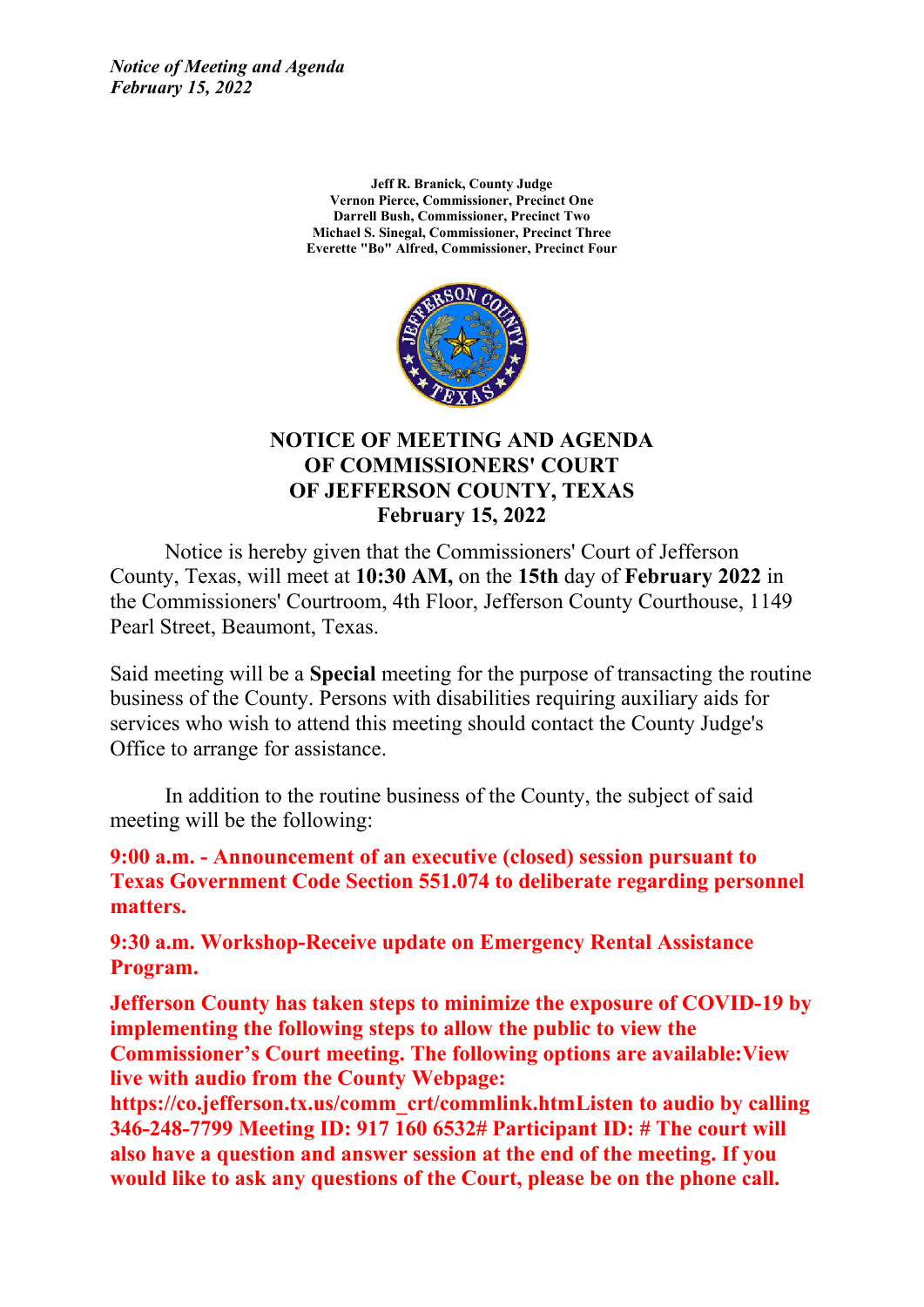*Notice of Meeting and Agenda*
*February 15, 2022*

**Jeff R. Branick, County Judge**
**Vernon Pierce, Commissioner, Precinct One**
**Darrell Bush, Commissioner, Precinct Two**
**Michael S. Sinegal, Commissioner, Precinct Three**
**Everette "Bo" Alfred, Commissioner, Precinct Four**

# NOTICE OF MEETING AND AGENDA OF COMMISSIONERS' COURT OF JEFFERSON COUNTY, TEXAS
## February 15, 2022

Notice is hereby given that the Commissioners' Court of Jefferson County, Texas, will meet at **10:30 AM,** on the **15th** day of **February 2022** in the Commissioners' Courtroom, 4th Floor, Jefferson County Courthouse, 1149 Pearl Street, Beaumont, Texas.

Said meeting will be a **Special** meeting for the purpose of transacting the routine business of the County. Persons with disabilities requiring auxiliary aids for services who wish to attend this meeting should contact the County Judge's Office to arrange for assistance.

In addition to the routine business of the County, the subject of said meeting will be the following:

**9:00 a.m. - Announcement of an executive (closed) session pursuant to Texas Government Code Section 551.074 to deliberate regarding personnel matters.**

**9:30 a.m. Workshop-Receive update on Emergency Rental Assistance Program.**

**Jefferson County has taken steps to minimize the exposure of COVID-19 by implementing the following steps to allow the public to view the Commissioner's Court meeting. The following options are available:View live with audio from the County Webpage: https://co.jefferson.tx.us/comm_crt/commlink.htmListen to audio by calling 346-248-7799 Meeting ID: 917 160 6532# Participant ID: # The court will also have a question and answer session at the end of the meeting. If you would like to ask any questions of the Court, please be on the phone call.**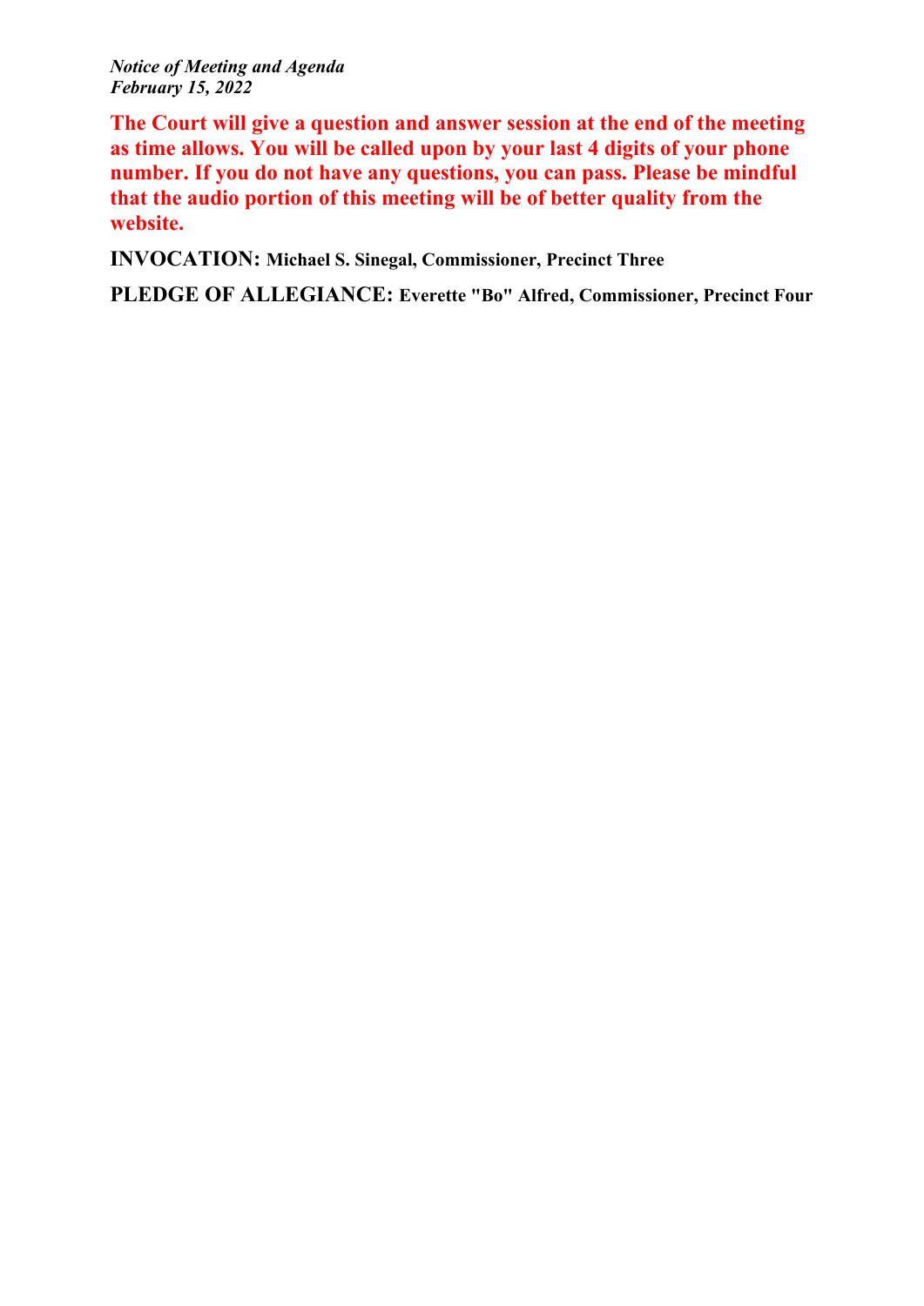**The Court will give a question and answer session at the end of the meeting as time allows. You will be called upon by your last 4 digits of your phone number. If you do not have any questions, you can pass. Please be mindful that the audio portion of this meeting will be of better quality from the website.**

**INVOCATION:** **Michael S. Sinegal, Commissioner, Precinct Three**

**PLEDGE OF ALLEGIANCE:** **Everette "Bo" Alfred, Commissioner, Precinct Four**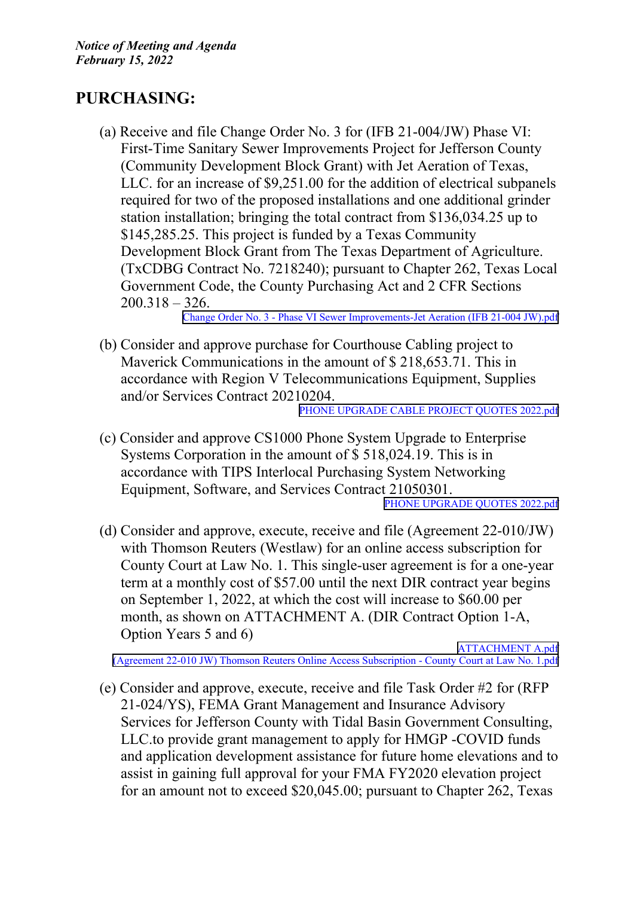## PURCHASING:

(a) Receive and file Change Order No. 3 for (IFB 21-004/JW) Phase VI: First-Time Sanitary Sewer Improvements Project for Jefferson County (Community Development Block Grant) with Jet Aeration of Texas, LLC. for an increase of $9,251.00 for the addition of electrical subpanels required for two of the proposed installations and one additional grinder station installation; bringing the total contract from $136,034.25 up to $145,285.25. This project is funded by a Texas Community Development Block Grant from The Texas Department of Agriculture. (TxCDBG Contract No. 7218240); pursuant to Chapter 262, Texas Local Government Code, the County Purchasing Act and 2 CFR Sections 200.318 – 326.

Change Order No. 3 - Phase VI Sewer Improvements-Jet Aeration (IFB 21-004 JW).pdf

(b) Consider and approve purchase for Courthouse Cabling project to Maverick Communications in the amount of $ 218,653.71. This in accordance with Region V Telecommunications Equipment, Supplies and/or Services Contract 20210204.

PHONE UPGRADE CABLE PROJECT QUOTES 2022.pdf

(c) Consider and approve CS1000 Phone System Upgrade to Enterprise Systems Corporation in the amount of $ 518,024.19. This is in accordance with TIPS Interlocal Purchasing System Networking Equipment, Software, and Services Contract 21050301.

PHONE UPGRADE QUOTES 2022.pdf

(d) Consider and approve, execute, receive and file (Agreement 22-010/JW) with Thomson Reuters (Westlaw) for an online access subscription for County Court at Law No. 1. This single-user agreement is for a one-year term at a monthly cost of $57.00 until the next DIR contract year begins on September 1, 2022, at which the cost will increase to $60.00 per month, as shown on ATTACHMENT A. (DIR Contract Option 1-A, Option Years 5 and 6)

ATTACHMENT A.pdf

(Agreement 22-010 JW) Thomson Reuters Online Access Subscription - County Court at Law No. 1.pdf

(e) Consider and approve, execute, receive and file Task Order #2 for (RFP 21-024/YS), FEMA Grant Management and Insurance Advisory Services for Jefferson County with Tidal Basin Government Consulting, LLC.to provide grant management to apply for HMGP -COVID funds and application development assistance for future home elevations and to assist in gaining full approval for your FMA FY2020 elevation project for an amount not to exceed $20,045.00; pursuant to Chapter 262, Texas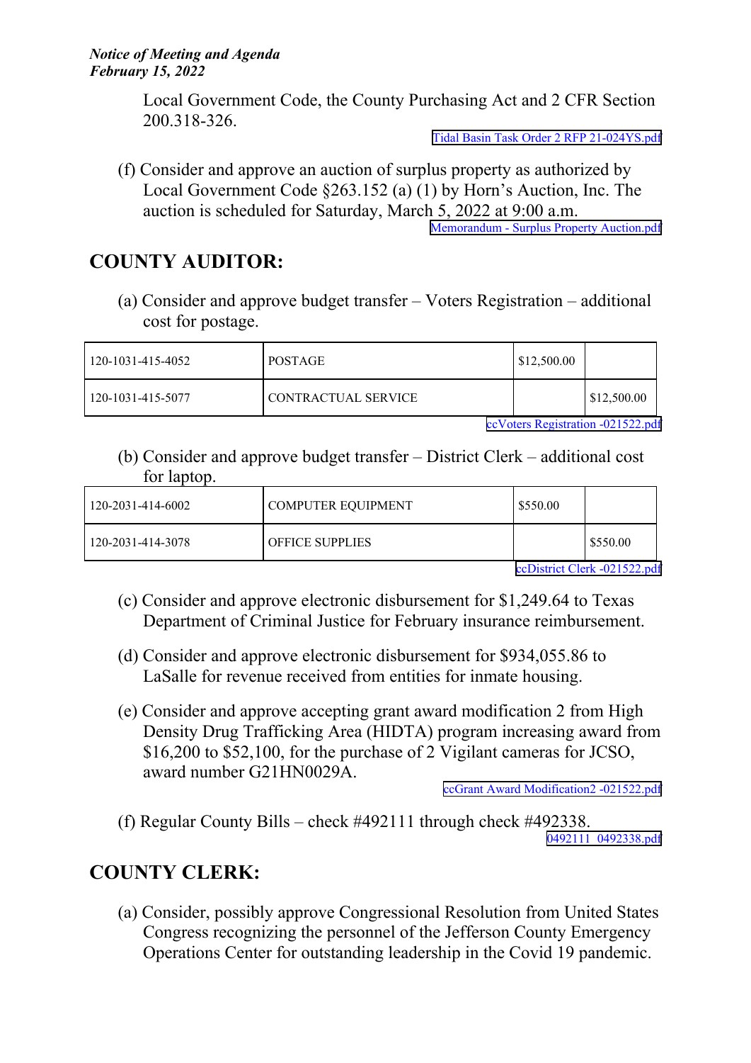Local Government Code, the County Purchasing Act and 2 CFR Section 200.318-326.

Tidal Basin Task Order 2 RFP 21-024YS.pdf

(f) Consider and approve an auction of surplus property as authorized by Local Government Code §263.152 (a) (1) by Horn's Auction, Inc. The auction is scheduled for Saturday, March 5, 2022 at 9:00 a.m.

Memorandum - Surplus Property Auction.pdf

## COUNTY AUDITOR:

(a) Consider and approve budget transfer – Voters Registration – additional cost for postage.

| | | | |
|---|---|---|---|
| 120-1031-415-4052 | POSTAGE | $12,500.00 | |
| 120-1031-415-5077 | CONTRACTUAL SERVICE | | $12,500.00 |

ccVoters Registration -021522.pdf

(b) Consider and approve budget transfer – District Clerk – additional cost for laptop.

| | | | |
|---|---|---|---|
| 120-2031-414-6002 | COMPUTER EQUIPMENT | $550.00 | |
| 120-2031-414-3078 | OFFICE SUPPLIES | | $550.00 |

ccDistrict Clerk -021522.pdf

(c) Consider and approve electronic disbursement for $1,249.64 to Texas Department of Criminal Justice for February insurance reimbursement.

(d) Consider and approve electronic disbursement for $934,055.86 to LaSalle for revenue received from entities for inmate housing.

(e) Consider and approve accepting grant award modification 2 from High Density Drug Trafficking Area (HIDTA) program increasing award from $16,200 to $52,100, for the purchase of 2 Vigilant cameras for JCSO, award number G21HN0029A.

ccGrant Award Modification2 -021522.pdf

(f) Regular County Bills – check #492111 through check #492338.

0492111_0492338.pdf

## COUNTY CLERK:

(a) Consider, possibly approve Congressional Resolution from United States Congress recognizing the personnel of the Jefferson County Emergency Operations Center for outstanding leadership in the Covid 19 pandemic.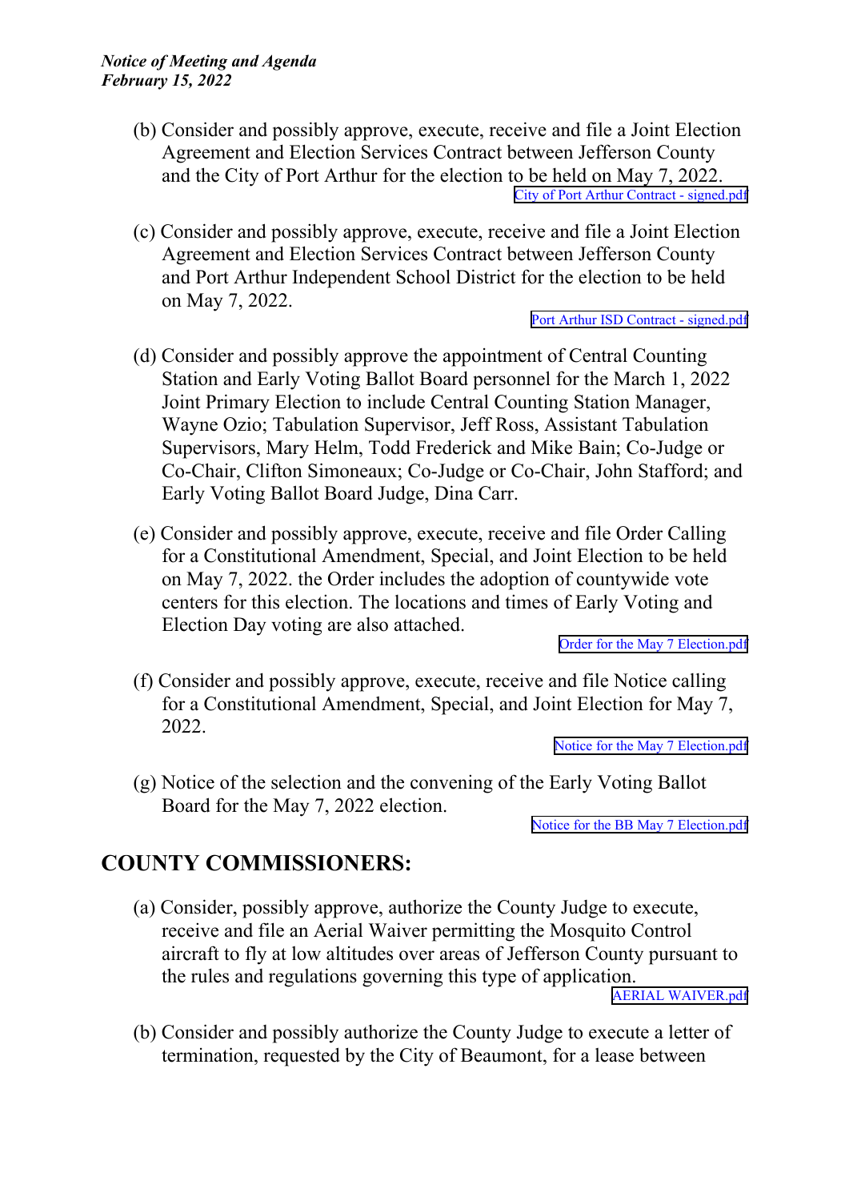(b) Consider and possibly approve, execute, receive and file a Joint Election Agreement and Election Services Contract between Jefferson County and the City of Port Arthur for the election to be held on May 7, 2022.

City of Port Arthur Contract - signed.pdf

(c) Consider and possibly approve, execute, receive and file a Joint Election Agreement and Election Services Contract between Jefferson County and Port Arthur Independent School District for the election to be held on May 7, 2022.

Port Arthur ISD Contract - signed.pdf

(d) Consider and possibly approve the appointment of Central Counting Station and Early Voting Ballot Board personnel for the March 1, 2022 Joint Primary Election to include Central Counting Station Manager, Wayne Ozio; Tabulation Supervisor, Jeff Ross, Assistant Tabulation Supervisors, Mary Helm, Todd Frederick and Mike Bain; Co-Judge or Co-Chair, Clifton Simoneaux; Co-Judge or Co-Chair, John Stafford; and Early Voting Ballot Board Judge, Dina Carr.

(e) Consider and possibly approve, execute, receive and file Order Calling for a Constitutional Amendment, Special, and Joint Election to be held on May 7, 2022. the Order includes the adoption of countywide vote centers for this election. The locations and times of Early Voting and Election Day voting are also attached.

Order for the May 7 Election.pdf

(f) Consider and possibly approve, execute, receive and file Notice calling for a Constitutional Amendment, Special, and Joint Election for May 7, 2022.

Notice for the May 7 Election.pdf

(g) Notice of the selection and the convening of the Early Voting Ballot Board for the May 7, 2022 election.

Notice for the BB May 7 Election.pdf

## COUNTY COMMISSIONERS:

(a) Consider, possibly approve, authorize the County Judge to execute, receive and file an Aerial Waiver permitting the Mosquito Control aircraft to fly at low altitudes over areas of Jefferson County pursuant to the rules and regulations governing this type of application.

AERIAL WAIVER.pdf

(b) Consider and possibly authorize the County Judge to execute a letter of termination, requested by the City of Beaumont, for a lease between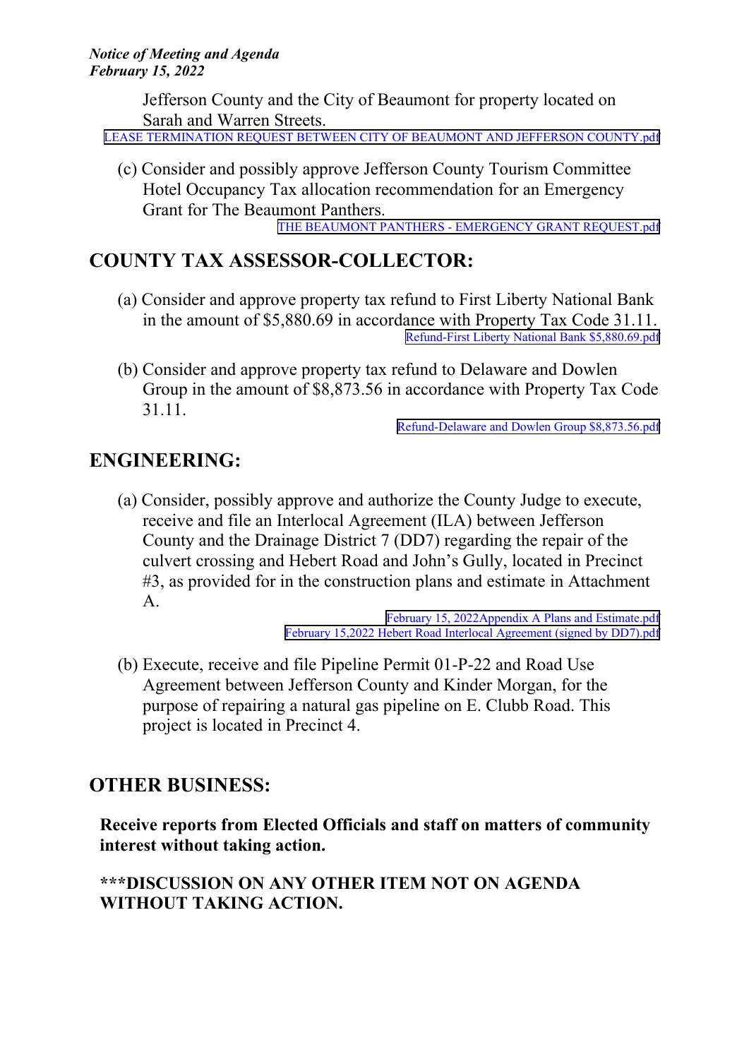Jefferson County and the City of Beaumont for property located on Sarah and Warren Streets.

LEASE TERMINATION REQUEST BETWEEN CITY OF BEAUMONT AND JEFFERSON COUNTY.pdf

(c) Consider and possibly approve Jefferson County Tourism Committee Hotel Occupancy Tax allocation recommendation for an Emergency Grant for The Beaumont Panthers.

THE BEAUMONT PANTHERS - EMERGENCY GRANT REQUEST.pdf

## COUNTY TAX ASSESSOR-COLLECTOR:

(a) Consider and approve property tax refund to First Liberty National Bank in the amount of $5,880.69 in accordance with Property Tax Code 31.11.

Refund-First Liberty National Bank $5,880.69.pdf

(b) Consider and approve property tax refund to Delaware and Dowlen Group in the amount of $8,873.56 in accordance with Property Tax Code 31.11.

Refund-Delaware and Dowlen Group $8,873.56.pdf

## ENGINEERING:

(a) Consider, possibly approve and authorize the County Judge to execute, receive and file an Interlocal Agreement (ILA) between Jefferson County and the Drainage District 7 (DD7) regarding the repair of the culvert crossing and Hebert Road and John's Gully, located in Precinct #3, as provided for in the construction plans and estimate in Attachment A.

February 15, 2022Appendix A Plans and Estimate.pdf

February 15,2022 Hebert Road Interlocal Agreement (signed by DD7).pdf

(b) Execute, receive and file Pipeline Permit 01-P-22 and Road Use Agreement between Jefferson County and Kinder Morgan, for the purpose of repairing a natural gas pipeline on E. Clubb Road. This project is located in Precinct 4.

## OTHER BUSINESS:

**Receive reports from Elected Officials and staff on matters of community interest without taking action.**

**\*\*\*DISCUSSION ON ANY OTHER ITEM NOT ON AGENDA WITHOUT TAKING ACTION.**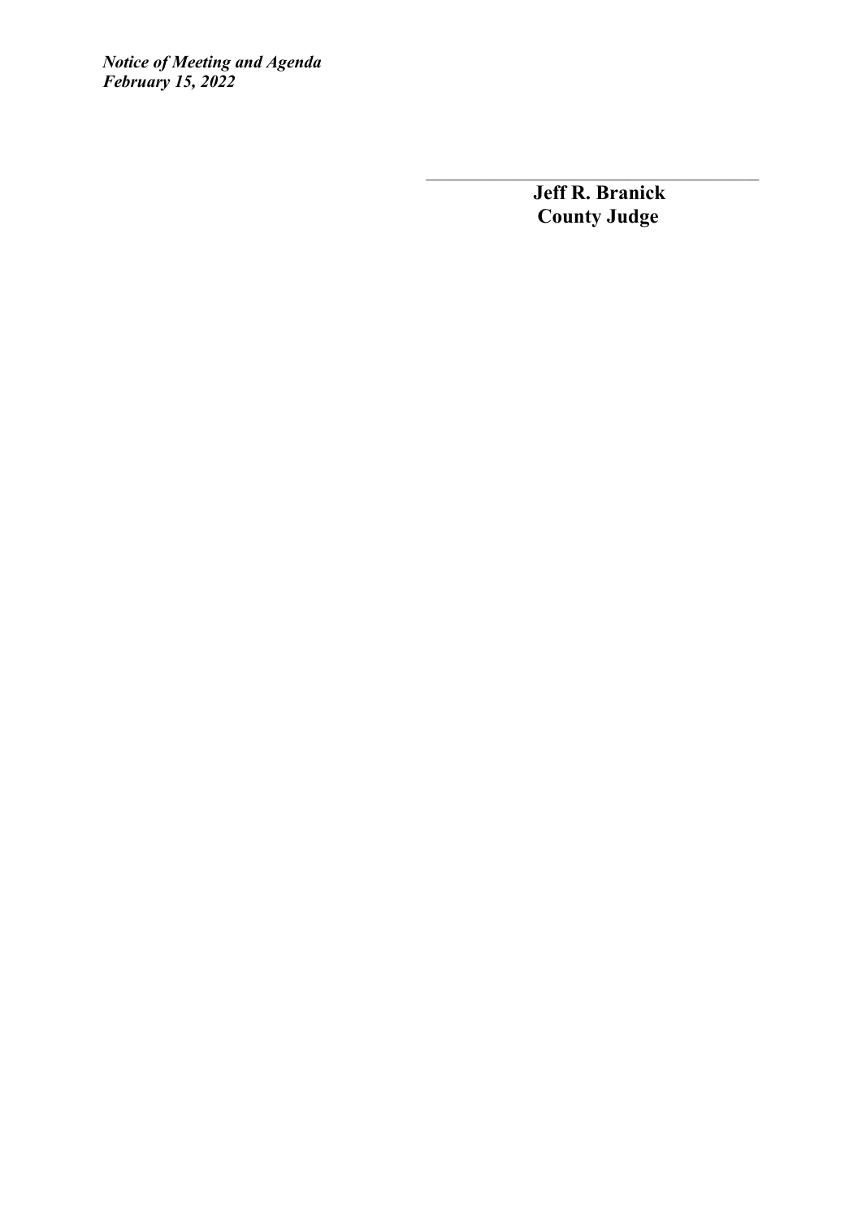\_\_\_\_\_\_\_\_\_\_\_\_\_\_\_\_\_\_\_\_\_\_\_\_\_\_\_\_\_\_\_\_\_\_\_\_\_\_\_\_

**Jeff R. Branick**
**County Judge**